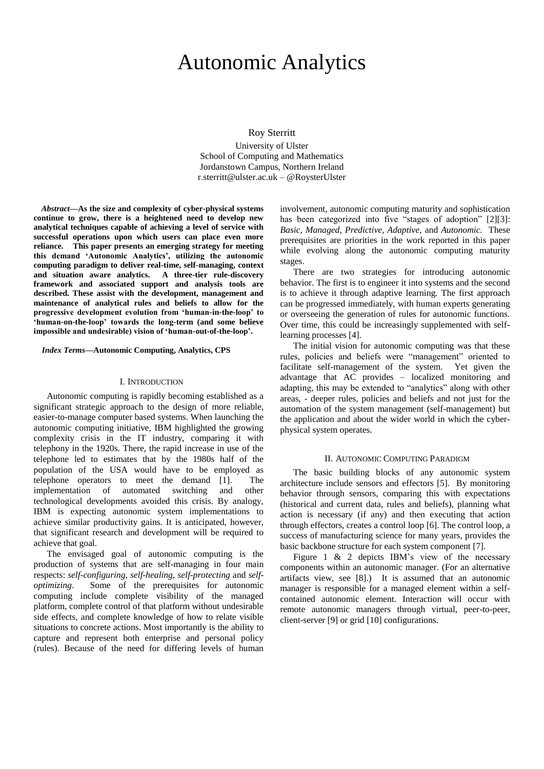# Autonomic Analytics

Roy Sterritt

University of Ulster
School of Computing and Mathematics
Jordanstown Campus, Northern Ireland
r.sterritt@ulster.ac.uk – @RoysterUlster

***Abstract*—As the size and complexity of cyber-physical systems continue to grow, there is a heightened need to develop new analytical techniques capable of achieving a level of service with successful operations upon which users can place even more reliance. This paper presents an emerging strategy for meeting this demand 'Autonomic Analytics', utilizing the autonomic computing paradigm to deliver real-time, self-managing, context and situation aware analytics. A three-tier rule-discovery framework and associated support and analysis tools are described. These assist with the development, management and maintenance of analytical rules and beliefs to allow for the progressive development evolution from 'human-in-the-loop' to 'human-on-the-loop' towards the long-term (and some believe impossible and undesirable) vision of 'human-out-of-the-loop'.**

***Index Terms*—Autonomic Computing, Analytics, CPS**

## I. Introduction

Autonomic computing is rapidly becoming established as a significant strategic approach to the design of more reliable, easier-to-manage computer based systems. When launching the autonomic computing initiative, IBM highlighted the growing complexity crisis in the IT industry, comparing it with telephony in the 1920s. There, the rapid increase in use of the telephone led to estimates that by the 1980s half of the population of the USA would have to be employed as telephone operators to meet the demand [1]. The implementation of automated switching and other technological developments avoided this crisis. By analogy, IBM is expecting autonomic system implementations to achieve similar productivity gains. It is anticipated, however, that significant research and development will be required to achieve that goal.

The envisaged goal of autonomic computing is the production of systems that are self-managing in four main respects: *self-configuring*, *self-healing*, *self-protecting* and *self-optimizing*. Some of the prerequisites for autonomic computing include complete visibility of the managed platform, complete control of that platform without undesirable side effects, and complete knowledge of how to relate visible situations to concrete actions. Most importantly is the ability to capture and represent both enterprise and personal policy (rules). Because of the need for differing levels of human involvement, autonomic computing maturity and sophistication has been categorized into five "stages of adoption" [2][3]: *Basic, Managed, Predictive, Adaptive,* and *Autonomic.* These prerequisites are priorities in the work reported in this paper while evolving along the autonomic computing maturity stages.

There are two strategies for introducing autonomic behavior. The first is to engineer it into systems and the second is to achieve it through adaptive learning. The first approach can be progressed immediately, with human experts generating or overseeing the generation of rules for autonomic functions. Over time, this could be increasingly supplemented with self-learning processes [4].

The initial vision for autonomic computing was that these rules, policies and beliefs were "management" oriented to facilitate self-management of the system. Yet given the advantage that AC provides – localized monitoring and adapting, this may be extended to "analytics" along with other areas, - deeper rules, policies and beliefs and not just for the automation of the system management (self-management) but the application and about the wider world in which the cyber-physical system operates.

## II. Autonomic Computing Paradigm

The basic building blocks of any autonomic system architecture include sensors and effectors [5]. By monitoring behavior through sensors, comparing this with expectations (historical and current data, rules and beliefs), planning what action is necessary (if any) and then executing that action through effectors, creates a control loop [6]. The control loop, a success of manufacturing science for many years, provides the basic backbone structure for each system component [7].

Figure 1 & 2 depicts IBM's view of the necessary components within an autonomic manager. (For an alternative artifacts view, see [8].) It is assumed that an autonomic manager is responsible for a managed element within a self-contained autonomic element. Interaction will occur with remote autonomic managers through virtual, peer-to-peer, client-server [9] or grid [10] configurations.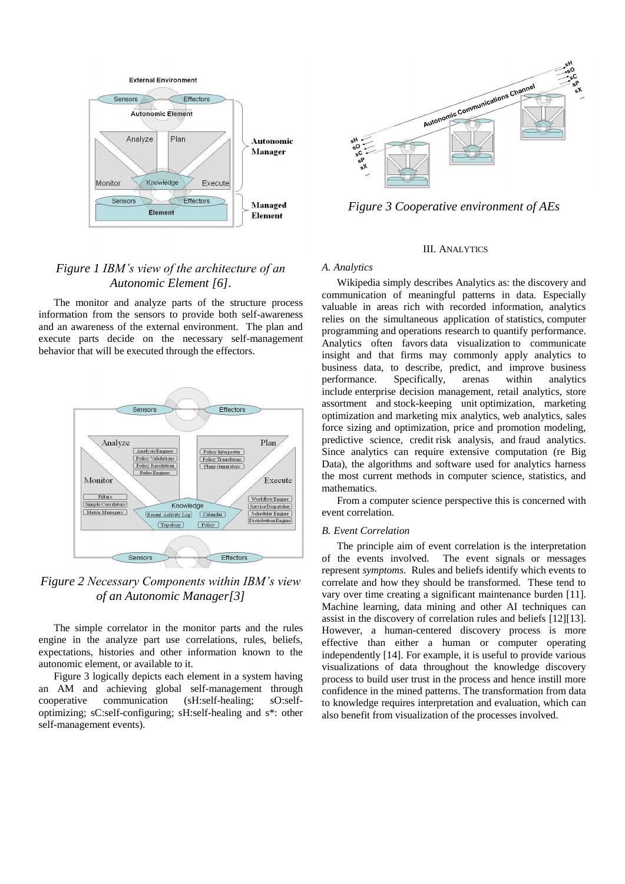*Figure 1 IBM's view of the architecture of an Autonomic Element [6].*

The monitor and analyze parts of the structure process information from the sensors to provide both self-awareness and an awareness of the external environment. The plan and execute parts decide on the necessary self-management behavior that will be executed through the effectors.

*Figure 2 Necessary Components within IBM's view of an Autonomic Manager[3]*

The simple correlator in the monitor parts and the rules engine in the analyze part use correlations, rules, beliefs, expectations, histories and other information known to the autonomic element, or available to it.

Figure 3 logically depicts each element in a system having an AM and achieving global self-management through cooperative communication (sH:self-healing; sO:self-optimizing; sC:self-configuring; sH:self-healing and s*: other self-management events).

*Figure 3 Cooperative environment of AEs*

## III. Analytics

### A. Analytics

Wikipedia simply describes Analytics as: the discovery and communication of meaningful patterns in data. Especially valuable in areas rich with recorded information, analytics relies on the simultaneous application of statistics, computer programming and operations research to quantify performance. Analytics often favors data visualization to communicate insight and that firms may commonly apply analytics to business data, to describe, predict, and improve business performance. Specifically, arenas within analytics include enterprise decision management, retail analytics, store assortment and stock-keeping unit optimization, marketing optimization and marketing mix analytics, web analytics, sales force sizing and optimization, price and promotion modeling, predictive science, credit risk analysis, and fraud analytics. Since analytics can require extensive computation (re Big Data), the algorithms and software used for analytics harness the most current methods in computer science, statistics, and mathematics.

From a computer science perspective this is concerned with event correlation.

### B. Event Correlation

The principle aim of event correlation is the interpretation of the events involved. The event signals or messages represent *symptoms*. Rules and beliefs identify which events to correlate and how they should be transformed. These tend to vary over time creating a significant maintenance burden [11]. Machine learning, data mining and other AI techniques can assist in the discovery of correlation rules and beliefs [12][13]. However, a human-centered discovery process is more effective than either a human or computer operating independently [14]. For example, it is useful to provide various visualizations of data throughout the knowledge discovery process to build user trust in the process and hence instill more confidence in the mined patterns. The transformation from data to knowledge requires interpretation and evaluation, which can also benefit from visualization of the processes involved.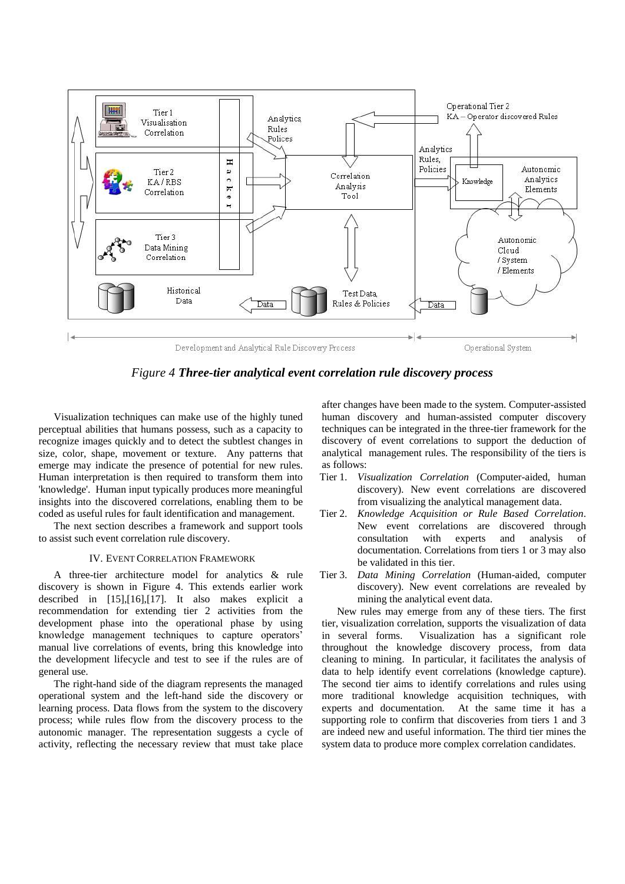*Figure 4* ***Three-tier analytical event correlation rule discovery process***

Visualization techniques can make use of the highly tuned perceptual abilities that humans possess, such as a capacity to recognize images quickly and to detect the subtlest changes in size, color, shape, movement or texture. Any patterns that emerge may indicate the presence of potential for new rules. Human interpretation is then required to transform them into 'knowledge'. Human input typically produces more meaningful insights into the discovered correlations, enabling them to be coded as useful rules for fault identification and management.

The next section describes a framework and support tools to assist such event correlation rule discovery.

## IV. Event Correlation Framework

A three-tier architecture model for analytics & rule discovery is shown in Figure 4. This extends earlier work described in [15],[16],[17]. It also makes explicit a recommendation for extending tier 2 activities from the development phase into the operational phase by using knowledge management techniques to capture operators' manual live correlations of events, bring this knowledge into the development lifecycle and test to see if the rules are of general use.

The right-hand side of the diagram represents the managed operational system and the left-hand side the discovery or learning process. Data flows from the system to the discovery process; while rules flow from the discovery process to the autonomic manager. The representation suggests a cycle of activity, reflecting the necessary review that must take place after changes have been made to the system. Computer-assisted human discovery and human-assisted computer discovery techniques can be integrated in the three-tier framework for the discovery of event correlations to support the deduction of analytical management rules. The responsibility of the tiers is as follows:

- Tier 1. *Visualization Correlation* (Computer-aided, human discovery). New event correlations are discovered from visualizing the analytical management data.
- Tier 2. *Knowledge Acquisition or Rule Based Correlation*. New event correlations are discovered through consultation with experts and analysis of documentation. Correlations from tiers 1 or 3 may also be validated in this tier.
- Tier 3. *Data Mining Correlation* (Human-aided, computer discovery). New event correlations are revealed by mining the analytical event data.

New rules may emerge from any of these tiers. The first tier, visualization correlation, supports the visualization of data in several forms. Visualization has a significant role throughout the knowledge discovery process, from data cleaning to mining. In particular, it facilitates the analysis of data to help identify event correlations (knowledge capture). The second tier aims to identify correlations and rules using more traditional knowledge acquisition techniques, with experts and documentation. At the same time it has a supporting role to confirm that discoveries from tiers 1 and 3 are indeed new and useful information. The third tier mines the system data to produce more complex correlation candidates.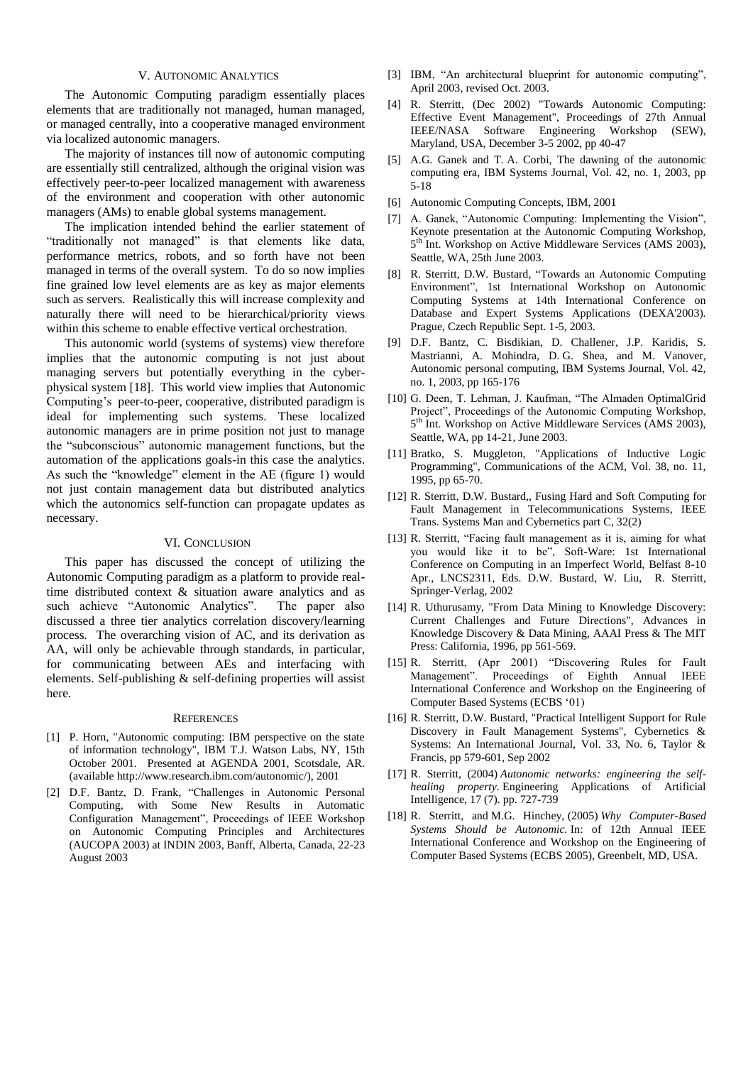## V. Autonomic Analytics

The Autonomic Computing paradigm essentially places elements that are traditionally not managed, human managed, or managed centrally, into a cooperative managed environment via localized autonomic managers.

The majority of instances till now of autonomic computing are essentially still centralized, although the original vision was effectively peer-to-peer localized management with awareness of the environment and cooperation with other autonomic managers (AMs) to enable global systems management.

The implication intended behind the earlier statement of "traditionally not managed" is that elements like data, performance metrics, robots, and so forth have not been managed in terms of the overall system. To do so now implies fine grained low level elements are as key as major elements such as servers. Realistically this will increase complexity and naturally there will need to be hierarchical/priority views within this scheme to enable effective vertical orchestration.

This autonomic world (systems of systems) view therefore implies that the autonomic computing is not just about managing servers but potentially everything in the cyber-physical system [18]. This world view implies that Autonomic Computing's peer-to-peer, cooperative, distributed paradigm is ideal for implementing such systems. These localized autonomic managers are in prime position not just to manage the "subconscious" autonomic management functions, but the automation of the applications goals-in this case the analytics. As such the "knowledge" element in the AE (figure 1) would not just contain management data but distributed analytics which the autonomics self-function can propagate updates as necessary.

## VI. Conclusion

This paper has discussed the concept of utilizing the Autonomic Computing paradigm as a platform to provide real-time distributed context & situation aware analytics and as such achieve "Autonomic Analytics". The paper also discussed a three tier analytics correlation discovery/learning process. The overarching vision of AC, and its derivation as AA, will only be achievable through standards, in particular, for communicating between AEs and interfacing with elements. Self-publishing & self-defining properties will assist here.

## References

[1] P. Horn, "Autonomic computing: IBM perspective on the state of information technology", IBM T.J. Watson Labs, NY, 15th October 2001. Presented at AGENDA 2001, Scotsdale, AR. (available http://www.research.ibm.com/autonomic/), 2001

[2] D.F. Bantz, D. Frank, "Challenges in Autonomic Personal Computing, with Some New Results in Automatic Configuration Management", Proceedings of IEEE Workshop on Autonomic Computing Principles and Architectures (AUCOPA 2003) at INDIN 2003, Banff, Alberta, Canada, 22-23 August 2003

[3] IBM, "An architectural blueprint for autonomic computing", April 2003, revised Oct. 2003.

[4] R. Sterritt, (Dec 2002) "Towards Autonomic Computing: Effective Event Management", Proceedings of 27th Annual IEEE/NASA Software Engineering Workshop (SEW), Maryland, USA, December 3-5 2002, pp 40-47

[5] A.G. Ganek and T. A. Corbi, The dawning of the autonomic computing era, IBM Systems Journal, Vol. 42, no. 1, 2003, pp 5-18

[6] Autonomic Computing Concepts, IBM, 2001

[7] A. Ganek, "Autonomic Computing: Implementing the Vision", Keynote presentation at the Autonomic Computing Workshop, 5th Int. Workshop on Active Middleware Services (AMS 2003), Seattle, WA, 25th June 2003.

[8] R. Sterritt, D.W. Bustard, "Towards an Autonomic Computing Environment", 1st International Workshop on Autonomic Computing Systems at 14th International Conference on Database and Expert Systems Applications (DEXA'2003). Prague, Czech Republic Sept. 1-5, 2003.

[9] D.F. Bantz, C. Bisdikian, D. Challener, J.P. Karidis, S. Mastrianni, A. Mohindra, D. G. Shea, and M. Vanover, Autonomic personal computing, IBM Systems Journal, Vol. 42, no. 1, 2003, pp 165-176

[10] G. Deen, T. Lehman, J. Kaufman, "The Almaden OptimalGrid Project", Proceedings of the Autonomic Computing Workshop, 5th Int. Workshop on Active Middleware Services (AMS 2003), Seattle, WA, pp 14-21, June 2003.

[11] Bratko, S. Muggleton, "Applications of Inductive Logic Programming", Communications of the ACM, Vol. 38, no. 11, 1995, pp 65-70.

[12] R. Sterritt, D.W. Bustard,, Fusing Hard and Soft Computing for Fault Management in Telecommunications Systems, IEEE Trans. Systems Man and Cybernetics part C, 32(2)

[13] R. Sterritt, "Facing fault management as it is, aiming for what you would like it to be", Soft-Ware: 1st International Conference on Computing in an Imperfect World, Belfast 8-10 Apr., LNCS2311, Eds. D.W. Bustard, W. Liu, R. Sterritt, Springer-Verlag, 2002

[14] R. Uthurusamy, "From Data Mining to Knowledge Discovery: Current Challenges and Future Directions", Advances in Knowledge Discovery & Data Mining, AAAI Press & The MIT Press: California, 1996, pp 561-569.

[15] R. Sterritt, (Apr 2001) "Discovering Rules for Fault Management". Proceedings of Eighth Annual IEEE International Conference and Workshop on the Engineering of Computer Based Systems (ECBS '01)

[16] R. Sterritt, D.W. Bustard, "Practical Intelligent Support for Rule Discovery in Fault Management Systems", Cybernetics & Systems: An International Journal, Vol. 33, No. 6, Taylor & Francis, pp 579-601, Sep 2002

[17] R. Sterritt, (2004) *Autonomic networks: engineering the self-healing property.* Engineering Applications of Artificial Intelligence, 17 (7). pp. 727-739

[18] R. Sterritt, and M.G. Hinchey, (2005) *Why Computer-Based Systems Should be Autonomic.* In: of 12th Annual IEEE International Conference and Workshop on the Engineering of Computer Based Systems (ECBS 2005), Greenbelt, MD, USA.